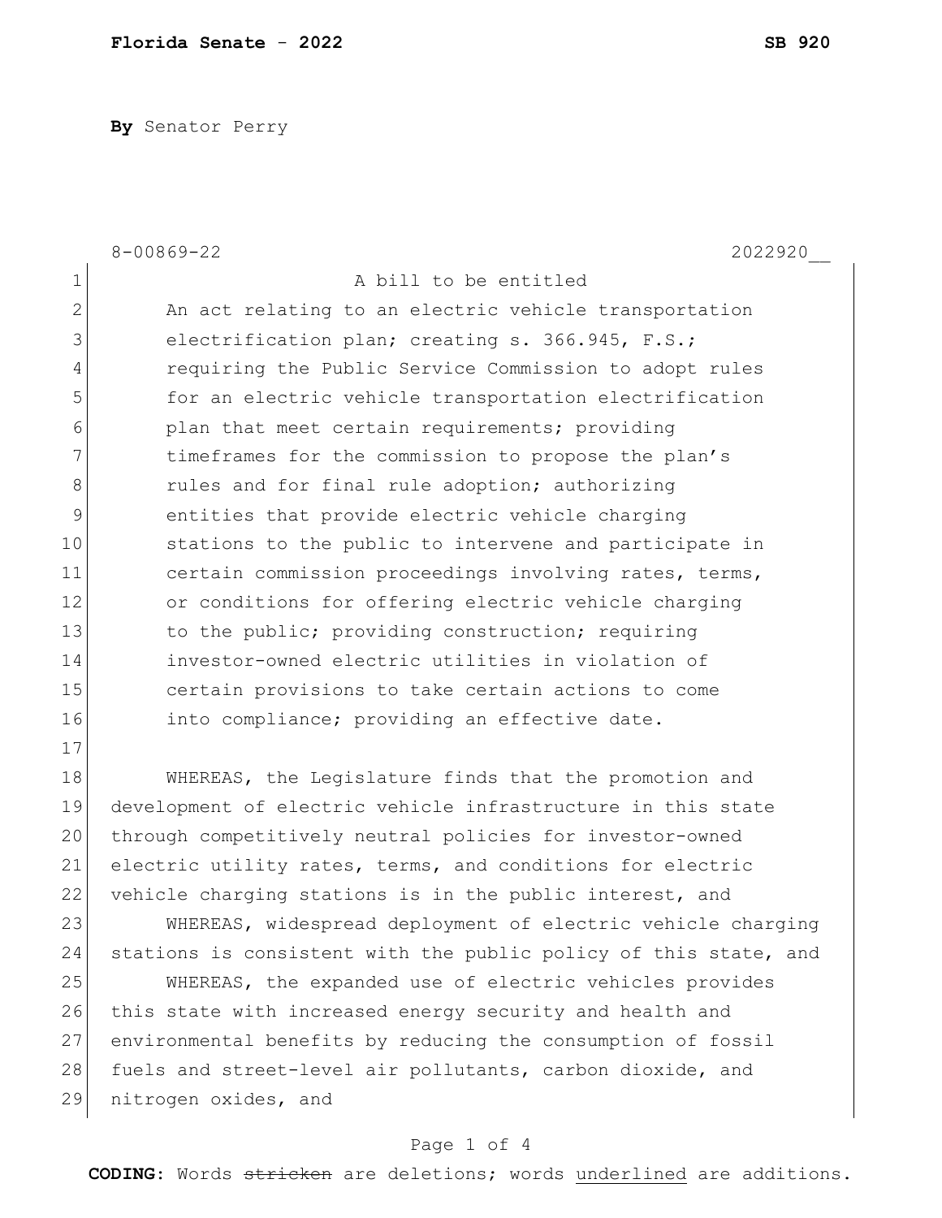**By** Senator Perry

8-00869-22 2022920__

A bill to be entitled

An act relating to an electric vehicle transportation electrification plan; creating s. 366.945, F.S.; requiring the Public Service Commission to adopt rules for an electric vehicle transportation electrification plan that meet certain requirements; providing timeframes for the commission to propose the plan's rules and for final rule adoption; authorizing entities that provide electric vehicle charging stations to the public to intervene and participate in certain commission proceedings involving rates, terms, or conditions for offering electric vehicle charging to the public; providing construction; requiring investor-owned electric utilities in violation of certain provisions to take certain actions to come into compliance; providing an effective date.

WHEREAS, the Legislature finds that the promotion and development of electric vehicle infrastructure in this state through competitively neutral policies for investor-owned electric utility rates, terms, and conditions for electric vehicle charging stations is in the public interest, and

WHEREAS, widespread deployment of electric vehicle charging stations is consistent with the public policy of this state, and

WHEREAS, the expanded use of electric vehicles provides this state with increased energy security and health and environmental benefits by reducing the consumption of fossil fuels and street-level air pollutants, carbon dioxide, and nitrogen oxides, and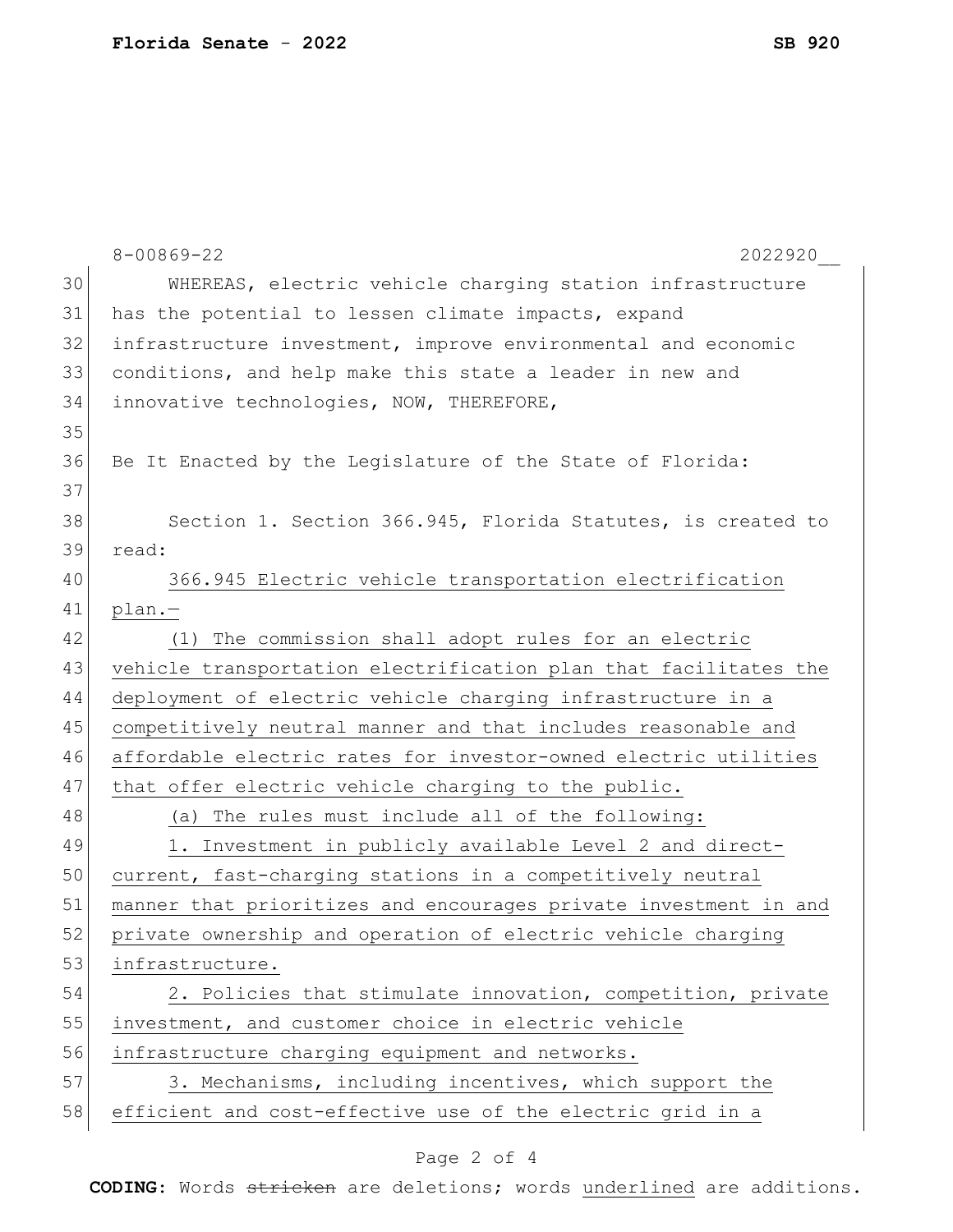WHEREAS, electric vehicle charging station infrastructure has the potential to lessen climate impacts, expand infrastructure investment, improve environmental and economic conditions, and help make this state a leader in new and innovative technologies, NOW, THEREFORE,

Be It Enacted by the Legislature of the State of Florida:

Section 1. Section 366.945, Florida Statutes, is created to read:

366.945 Electric vehicle transportation electrification plan.—

(1) The commission shall adopt rules for an electric vehicle transportation electrification plan that facilitates the deployment of electric vehicle charging infrastructure in a competitively neutral manner and that includes reasonable and affordable electric rates for investor-owned electric utilities that offer electric vehicle charging to the public.

(a) The rules must include all of the following:

1. Investment in publicly available Level 2 and direct-current, fast-charging stations in a competitively neutral manner that prioritizes and encourages private investment in and private ownership and operation of electric vehicle charging infrastructure.

2. Policies that stimulate innovation, competition, private investment, and customer choice in electric vehicle infrastructure charging equipment and networks.

3. Mechanisms, including incentives, which support the efficient and cost-effective use of the electric grid in a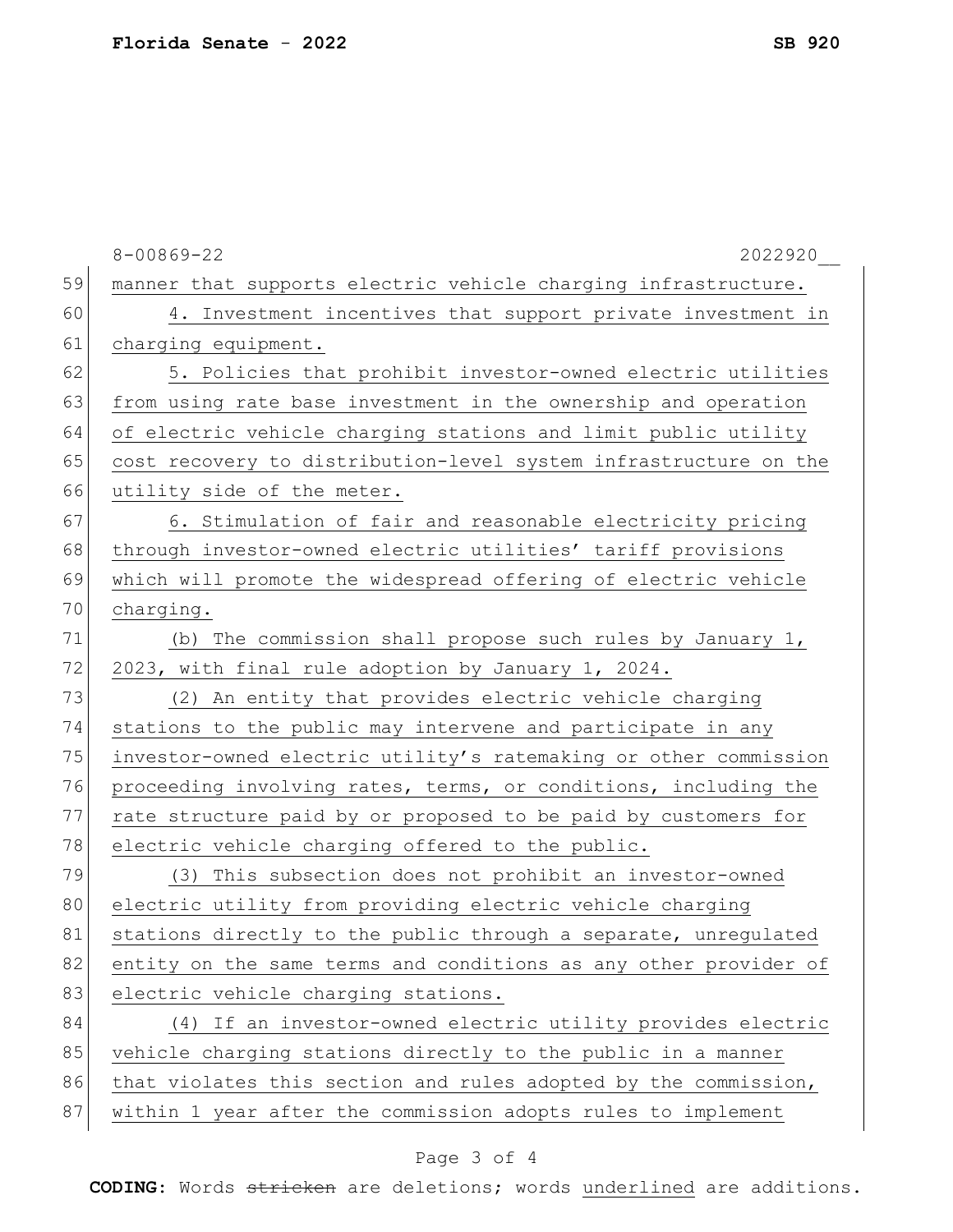manner that supports electric vehicle charging infrastructure.

4. Investment incentives that support private investment in charging equipment.

5. Policies that prohibit investor-owned electric utilities from using rate base investment in the ownership and operation of electric vehicle charging stations and limit public utility cost recovery to distribution-level system infrastructure on the utility side of the meter.

6. Stimulation of fair and reasonable electricity pricing through investor-owned electric utilities' tariff provisions which will promote the widespread offering of electric vehicle charging.

(b) The commission shall propose such rules by January 1, 2023, with final rule adoption by January 1, 2024.

(2) An entity that provides electric vehicle charging stations to the public may intervene and participate in any investor-owned electric utility's ratemaking or other commission proceeding involving rates, terms, or conditions, including the rate structure paid by or proposed to be paid by customers for electric vehicle charging offered to the public.

(3) This subsection does not prohibit an investor-owned electric utility from providing electric vehicle charging stations directly to the public through a separate, unregulated entity on the same terms and conditions as any other provider of electric vehicle charging stations.

(4) If an investor-owned electric utility provides electric vehicle charging stations directly to the public in a manner that violates this section and rules adopted by the commission, within 1 year after the commission adopts rules to implement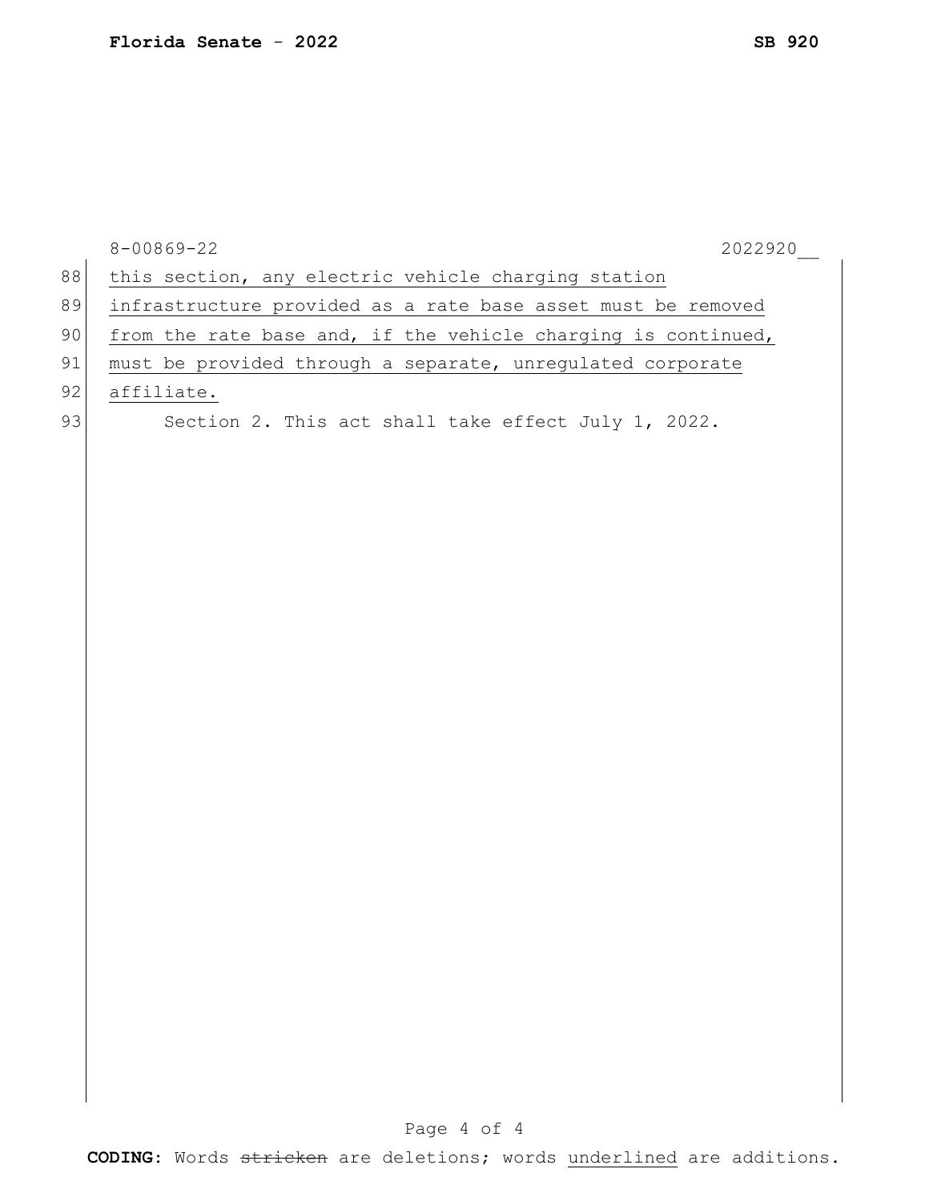this section, any electric vehicle charging station infrastructure provided as a rate base asset must be removed from the rate base and, if the vehicle charging is continued, must be provided through a separate, unregulated corporate affiliate.

Section 2. This act shall take effect July 1, 2022.